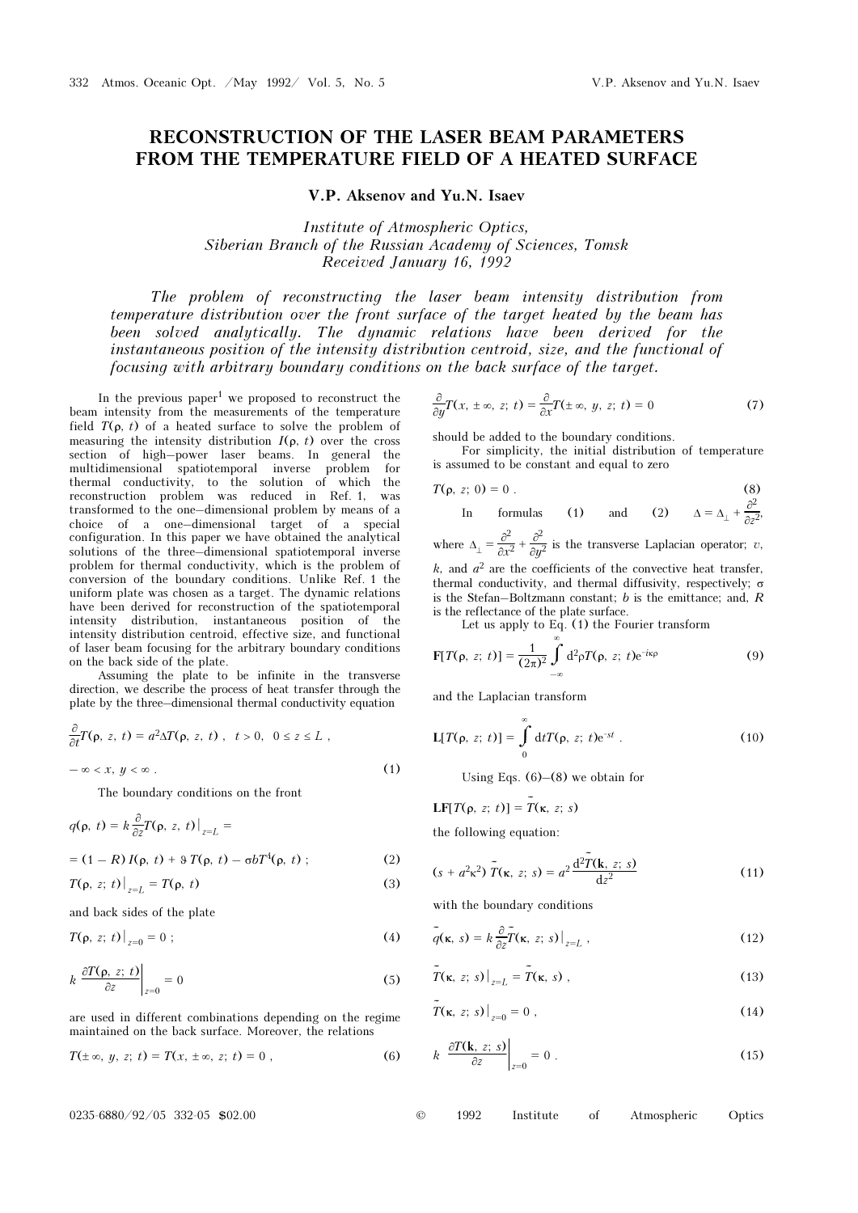# RECONSTRUCTION OF THE LASER BEAM PARAMETERS FROM THE TEMPERATURE FIELD OF A HEATED SURFACE

**V.P. Aksenov and Yu.N. Isaev**

*Institute of Atmospheric Optics,*
*Siberian Branch of the Russian Academy of Sciences, Tomsk*
*Received January 16, 1992*

*The problem of reconstructing the laser beam intensity distribution from temperature distribution over the front surface of the target heated by the beam has been solved analytically. The dynamic relations have been derived for the instantaneous position of the intensity distribution centroid, size, and the functional of focusing with arbitrary boundary conditions on the back surface of the target.*

In the previous paper[1] we proposed to reconstruct the beam intensity from the measurements of the temperature field $T(\rho, t)$ of a heated surface to solve the problem of measuring the intensity distribution $I(\rho, t)$ over the cross section of high–power laser beams. In general the multidimensional spatiotemporal inverse problem for thermal conductivity, to the solution of which the reconstruction problem was reduced in Ref. 1, was transformed to the one–dimensional problem by means of a choice of a one–dimensional target of a special configuration. In this paper we have obtained the analytical solutions of the three–dimensional spatiotemporal inverse problem for thermal conductivity, which is the problem of conversion of the boundary conditions. Unlike Ref. 1 the uniform plate was chosen as a target. The dynamic relations have been derived for reconstruction of the spatiotemporal intensity distribution, instantaneous position of the intensity distribution centroid, effective size, and functional of laser beam focusing for the arbitrary boundary conditions on the back side of the plate.

Assuming the plate to be infinite in the transverse direction, we describe the process of heat transfer through the plate by the three–dimensional thermal conductivity equation

$$\frac{\partial}{\partial t}T(\rho, z, t) = a^2\Delta T(\rho, z, t), \quad t > 0, \quad 0 \le z \le L,$$

$$-\infty < x, y < \infty. \tag{1}$$

The boundary conditions on the front

$$q(\rho, t) = k\frac{\partial}{\partial z}T(\rho, z, t)\big|_{z=L} =$$

$$= (1 - R)\, I(\rho, t) + \vartheta\, T(\rho, t) - \sigma b T^4(\rho, t); \tag{2}$$

$$T(\rho, z; t)\big|_{z=L} = T(\rho, t) \tag{3}$$

and back sides of the plate

$$T(\rho, z; t)\big|_{z=0} = 0; \tag{4}$$

$$k\left.\frac{\partial T(\rho, z; t)}{\partial z}\right|_{z=0} = 0 \tag{5}$$

are used in different combinations depending on the regime maintained on the back surface. Moreover, the relations

$$T(\pm\infty, y, z; t) = T(x, \pm\infty, z; t) = 0, \tag{6}$$

$$\frac{\partial}{\partial y}T(x, \pm\infty, z; t) = \frac{\partial}{\partial x}T(\pm\infty, y, z; t) = 0 \tag{7}$$

should be added to the boundary conditions.

For simplicity, the initial distribution of temperature is assumed to be constant and equal to zero

$$T(\rho, z; 0) = 0. \tag{8}$$

In formulas (1) and (2) $\Delta = \Delta_\perp + \dfrac{\partial^2}{\partial z^2}$, where $\Delta_\perp = \dfrac{\partial^2}{\partial x^2} + \dfrac{\partial^2}{\partial y^2}$ is the transverse Laplacian operator; $\vartheta$, $k$, and $a^2$ are the coefficients of the convective heat transfer, thermal conductivity, and thermal diffusivity, respectively; $\sigma$ is the Stefan–Boltzmann constant; $b$ is the emittance; and, $R$ is the reflectance of the plate surface.

Let us apply to Eq. (1) the Fourier transform

$$\mathbf{F}[T(\rho, z; t)] = \frac{1}{(2\pi)^2}\int_{-\infty}^{\infty} d^2\rho\, T(\rho, z; t)e^{-i\kappa\rho} \tag{9}$$

and the Laplacian transform

$$\mathbf{L}[T(\rho, z; t)] = \int_0^{\infty} dt\, T(\rho, z; t)e^{-st}. \tag{10}$$

Using Eqs. (6)–(8) we obtain for

$$\mathbf{LF}[T(\rho, z; t)] = \tilde{T}(\kappa, z; s)$$

the following equation:

$$(s + a^2\kappa^2)\,\tilde{T}(\kappa, z; s) = a^2\frac{d^2\tilde{T}(\mathbf{k}, z; s)}{dz^2} \tag{11}$$

with the boundary conditions

$$\tilde{q}(\kappa, s) = k\frac{\partial}{\partial z}\tilde{T}(\kappa, z; s)\big|_{z=L}, \tag{12}$$

$$\tilde{T}(\kappa, z; s)\big|_{z=L} = \tilde{T}(\kappa, s), \tag{13}$$

$$\tilde{T}(\kappa, z; s)\big|_{z=0} = 0, \tag{14}$$

$$k\left.\frac{\partial T(\mathbf{k}, z; s)}{\partial z}\right|_{z=0} = 0. \tag{15}$$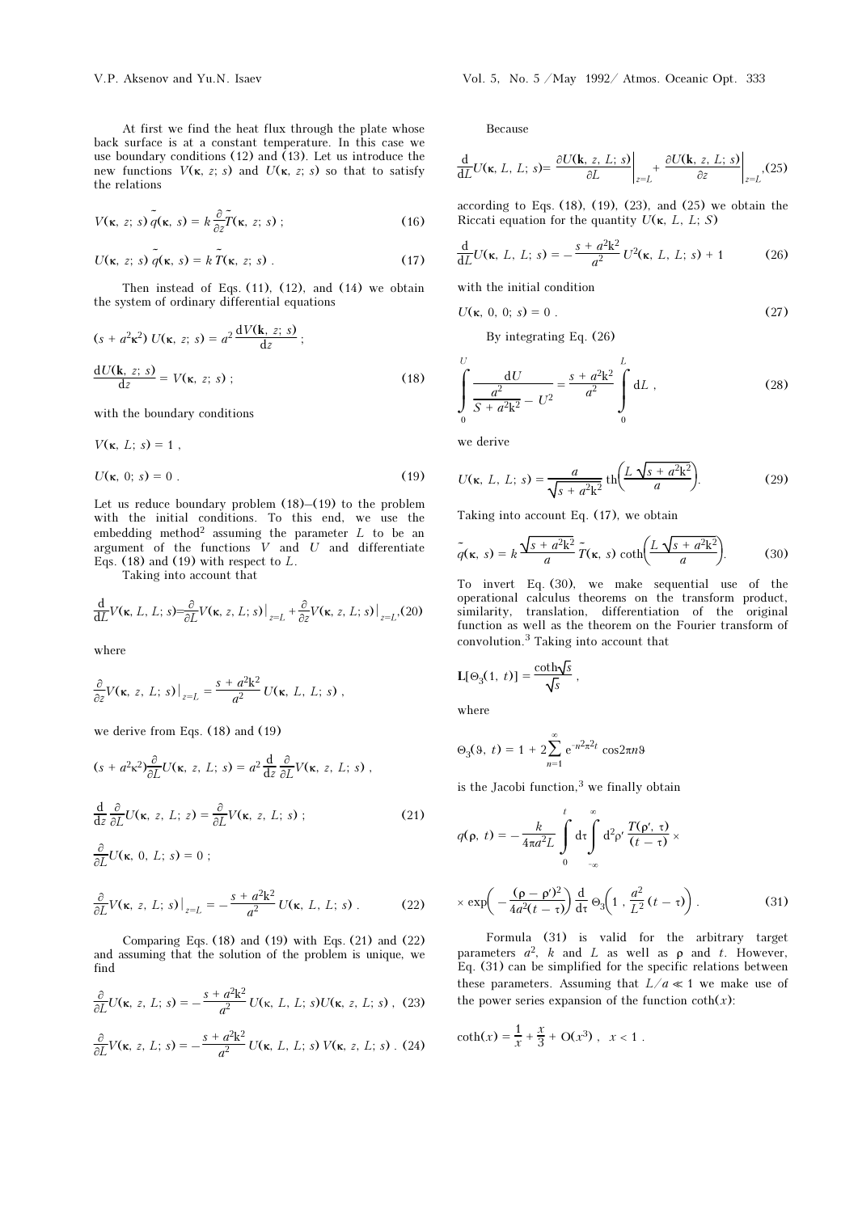At first we find the heat flux through the plate whose back surface is at a constant temperature. In this case we use boundary conditions (12) and (13). Let us introduce the new functions $V(\kappa, z; s)$ and $U(\kappa, z; s)$ so that to satisfy the relations

$$V(\kappa, z; s)\,\tilde{q}(\kappa, s) = k\frac{\partial}{\partial z}\tilde{T}(\kappa, z; s)\,; \tag{16}$$

$$U(\kappa, z; s)\,\tilde{q}(\kappa, s) = k\,\tilde{T}(\kappa, z; s)\,. \tag{17}$$

Then instead of Eqs. (11), (12), and (14) we obtain the system of ordinary differential equations

$$(s + a^2\kappa^2)\,U(\kappa, z; s) = a^2\frac{\mathrm{d}V(\mathbf{k}, z; s)}{\mathrm{d}z}\,;$$

$$\frac{\mathrm{d}U(\mathbf{k}, z; s)}{\mathrm{d}z} = V(\kappa, z; s)\,; \tag{18}$$

with the boundary conditions

$$V(\kappa, L; s) = 1\,,$$

$$U(\kappa, 0; s) = 0\,. \tag{19}$$

Let us reduce boundary problem (18)–(19) to the problem with the initial conditions. To this end, we use the embedding method[2] assuming the parameter $L$ to be an argument of the functions $V$ and $U$ and differentiate Eqs. (18) and (19) with respect to $L$.

Taking into account that

$$\frac{\mathrm{d}}{\mathrm{d}L}V(\kappa, L, L; s) = \frac{\partial}{\partial L}V(\kappa, z, L; s)\big|_{z=L} + \frac{\partial}{\partial z}V(\kappa, z, L; s)\big|_{z=L}, \tag{20}$$

where

$$\frac{\partial}{\partial z}V(\kappa, z, L; s)\big|_{z=L} = \frac{s + a^2\mathrm{k}^2}{a^2}\,U(\kappa, L, L; s)\,,$$

we derive from Eqs. (18) and (19)

$$(s + a^2\kappa^2)\frac{\partial}{\partial L}U(\kappa, z, L; s) = a^2\frac{\mathrm{d}}{\mathrm{d}z}\frac{\partial}{\partial L}V(\kappa, z, L; s)\,,$$

$$\frac{\mathrm{d}}{\mathrm{d}z}\frac{\partial}{\partial L}U(\kappa, z, L; z) = \frac{\partial}{\partial L}V(\kappa, z, L; s)\,; \tag{21}$$

$$\frac{\partial}{\partial L}U(\kappa, 0, L; s) = 0\,;$$

$$\frac{\partial}{\partial L}V(\kappa, z, L; s)\big|_{z=L} = -\frac{s + a^2\mathrm{k}^2}{a^2}\,U(\kappa, L, L; s)\,. \tag{22}$$

Comparing Eqs. (18) and (19) with Eqs. (21) and (22) and assuming that the solution of the problem is unique, we find

$$\frac{\partial}{\partial L}U(\kappa, z, L; s) = -\frac{s + a^2\mathrm{k}^2}{a^2}\,U(\kappa, L, L; s)U(\kappa, z, L; s)\,, \tag{23}$$

$$\frac{\partial}{\partial L}V(\kappa, z, L; s) = -\frac{s + a^2\mathrm{k}^2}{a^2}\,U(\kappa, L, L; s)\,V(\kappa, z, L; s)\,. \tag{24}$$

Because

$$\frac{\mathrm{d}}{\mathrm{d}L}U(\kappa, L, L; s) = \left.\frac{\partial U(\mathbf{k}, z, L; s)}{\partial L}\right|_{z=L} + \left.\frac{\partial U(\mathbf{k}, z, L; s)}{\partial z}\right|_{z=L}, \tag{25}$$

according to Eqs. (18), (19), (23), and (25) we obtain the Riccati equation for the quantity $U(\kappa, L, L; S)$

$$\frac{\mathrm{d}}{\mathrm{d}L}U(\kappa, L, L; s) = -\frac{s + a^2\mathrm{k}^2}{a^2}\,U^2(\kappa, L, L; s) + 1 \tag{26}$$

with the initial condition

$$U(\kappa, 0, 0; s) = 0\,. \tag{27}$$

By integrating Eq. (26)

$$\int\limits_0^U \frac{\mathrm{d}U}{\dfrac{a^2}{S + a^2\mathrm{k}^2} - U^2} = \frac{s + a^2\mathrm{k}^2}{a^2}\int\limits_0^L \mathrm{d}L\,, \tag{28}$$

we derive

$$U(\kappa, L, L; s) = \frac{a}{\sqrt{s + a^2\mathrm{k}^2}}\,\mathrm{th}\!\left(\frac{L\sqrt{s + a^2\mathrm{k}^2}}{a}\right). \tag{29}$$

Taking into account Eq. (17), we obtain

$$\tilde{q}(\kappa, s) = k\frac{\sqrt{s + a^2\mathrm{k}^2}}{a}\,\tilde{T}(\kappa, s)\,\coth\!\left(\frac{L\sqrt{s + a^2\mathrm{k}^2}}{a}\right). \tag{30}$$

To invert Eq. (30), we make sequential use of the operational calculus theorems on the transform product, similarity, translation, differentiation of the original function as well as the theorem on the Fourier transform of convolution.[3] Taking into account that

$$\mathbf{L}[\Theta_3(1, t)] = \frac{\coth\sqrt{s}}{\sqrt{s}}\,,$$

where

$$\Theta_3(\vartheta, t) = 1 + 2\sum_{n=1}^{\infty}\mathrm{e}^{-n^2\pi^2 t}\cos 2\pi n\vartheta$$

is the Jacobi function,[3] we finally obtain

$$q(\rho, t) = -\frac{k}{4\pi a^2 L}\int\limits_0^t \mathrm{d}\tau\int\limits_{-\infty}^{\infty}\mathrm{d}^2\rho'\,\frac{T(\rho', \tau)}{(t - \tau)}\,\times$$

$$\times\,\exp\!\left(-\frac{(\rho - \rho')^2}{4a^2(t - \tau)}\right)\frac{\mathrm{d}}{\mathrm{d}\tau}\,\Theta_3\!\left(1\,,\,\frac{a^2}{L^2}(t - \tau)\right). \tag{31}$$

Formula (31) is valid for the arbitrary target parameters $a^2$, $k$ and $L$ as well as $\rho$ and $t$. However, Eq. (31) can be simplified for the specific relations between these parameters. Assuming that $L/a \ll 1$ we make use of the power series expansion of the function $\coth(x)$:

$$\coth(x) = \frac{1}{x} + \frac{x}{3} + \mathrm{O}(x^3)\,,\quad x < 1\,.$$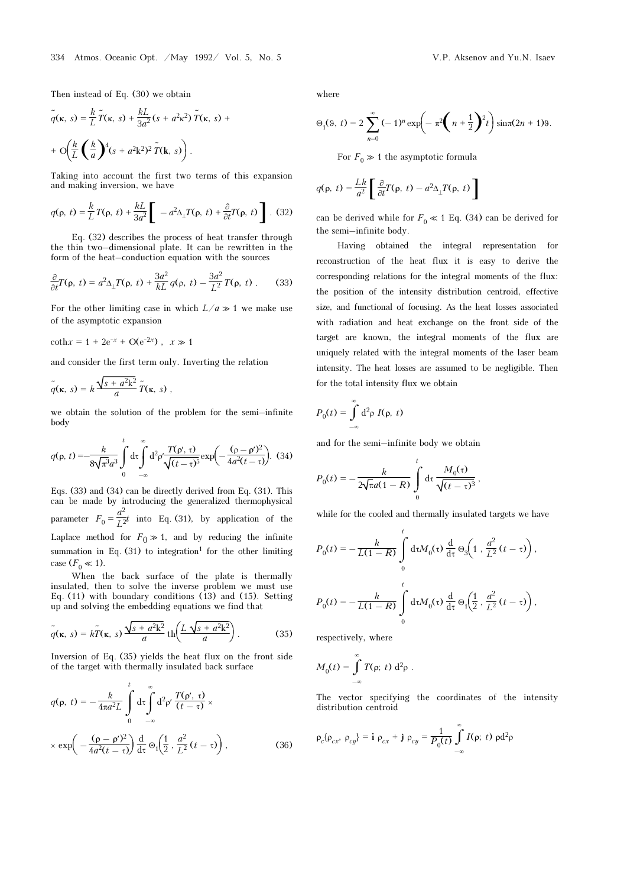Then instead of Eq. (30) we obtain

$$\tilde{q}(\kappa,\ s) = \frac{k}{L}\tilde{T}(\kappa,\ s) + \frac{kL}{3a^2}(s + a^2\kappa^2)\,\tilde{T}(\kappa,\ s) +$$

$$+\ O\!\left(\frac{k}{L}\left(\frac{k}{a}\right)^4 (s + a^2k^2)^2\,\tilde{T}(\mathbf{k},\ s)\right).$$

Taking into account the first two terms of this expansion and making inversion, we have

$$q(\rho,\ t) = \frac{k}{L}T(\rho,\ t) + \frac{kL}{3a^2}\left[\,-a^2\Delta_\perp T(\rho,\ t) + \frac{\partial}{\partial t}T(\rho,\ t)\right]. \quad (32)$$

Eq. (32) describes the process of heat transfer through the thin two–dimensional plate. It can be rewritten in the form of the heat–conduction equation with the sources

$$\frac{\partial}{\partial t}T(\rho,\ t) = a^2\Delta_\perp T(\rho,\ t) + \frac{3a^2}{kL}\,q(\rho,\ t) - \frac{3a^2}{L^2}\,T(\rho,\ t)\ . \quad (33)$$

For the other limiting case in which $L/a \gg 1$ we make use of the asymptotic expansion

$$\coth x = 1 + 2e^{-x} + O(e^{-2x})\ ,\quad x \gg 1$$

and consider the first term only. Inverting the relation

$$\tilde{q}(\kappa,\ s) = k\,\frac{\sqrt{s + a^2k^2}}{a}\,\tilde{T}(\kappa,\ s)\ ,$$

we obtain the solution of the problem for the semi–infinite body

$$q(\rho,\ t) = -\frac{k}{8\sqrt{\pi^3}a^3}\int\limits_0^t d\tau \int\limits_{-\infty}^{\infty} d^2\rho' \frac{T(\rho',\ \tau)}{\sqrt{(t-\tau)^5}}\exp\!\left(-\frac{(\rho-\rho')^2}{4a^2(t-\tau)}\right). \quad (34)$$

Eqs. (33) and (34) can be directly derived from Eq. (31). This can be made by introducing the generalized thermophysical parameter $F_0 = \dfrac{a^2}{L^2}t$ into Eq. (31), by application of the Laplace method for $F_0 \gg 1$, and by reducing the infinite summation in Eq. (31) to integration[1] for the other limiting case ($F_0 \ll 1$).

When the back surface of the plate is thermally insulated, then to solve the inverse problem we must use Eq. (11) with boundary conditions (13) and (15). Setting up and solving the embedding equations we find that

$$\tilde{q}(\kappa,\ s) = k\tilde{T}(\kappa,\ s)\,\frac{\sqrt{s + a^2k^2}}{a}\,\mathrm{th}\!\left(\frac{L\,\sqrt{s + a^2k^2}}{a}\right). \quad (35)$$

Inversion of Eq. (35) yields the heat flux on the front side of the target with thermally insulated back surface

$$q(\rho,\ t) = -\frac{k}{4\pi a^2 L}\int\limits_0^t d\tau \int\limits_{-\infty}^{\infty} d^2\rho' \,\frac{T(\rho',\ \tau)}{(t-\tau)}\ \times$$

$$\times\ \exp\!\left(-\frac{(\rho-\rho')^2}{4a^2(t-\tau)}\right)\frac{d}{d\tau}\,\Theta_1\!\left(\frac{1}{2}\,,\ \frac{a^2}{L^2}\,(t-\tau)\right), \quad (36)$$

where

$$\Theta_1(\vartheta,\ t) = 2\sum_{n=0}^{\infty}(-1)^n \exp\!\left(-\pi^2\left(n + \frac{1}{2}\right)^2 t\right)\sin\pi(2n+1)\vartheta.$$

For $F_0 \gg 1$ the asymptotic formula

$$q(\rho,\ t) = \frac{Lk}{a^2}\left[\frac{\partial}{\partial t}T(\rho,\ t) - a^2\Delta_\perp T(\rho,\ t)\right]$$

can be derived while for $F_0 \ll 1$ Eq. (34) can be derived for the semi–infinite body.

Having obtained the integral representation for reconstruction of the heat flux it is easy to derive the corresponding relations for the integral moments of the flux: the position of the intensity distribution centroid, effective size, and functional of focusing. As the heat losses associated with radiation and heat exchange on the front side of the target are known, the integral moments of the flux are uniquely related with the integral moments of the laser beam intensity. The heat losses are assumed to be negligible. Then for the total intensity flux we obtain

$$P_0(t) = \int\limits_{-\infty}^{\infty} d^2\rho\ I(\rho,\ t)$$

and for the semi–infinite body we obtain

$$P_0(t) = -\frac{k}{2\sqrt{\pi}a(1-R)}\int\limits_0^t d\tau\,\frac{M_0(\tau)}{\sqrt{(t-\tau)^3}}\ ,$$

while for the cooled and thermally insulated targets we have

$$P_0(t) = -\frac{k}{L(1-R)}\int\limits_0^t d\tau M_0(\tau)\,\frac{d}{d\tau}\,\Theta_3\!\left(1\ ,\ \frac{a^2}{L^2}\,(t-\tau)\right),$$

$$P_0(t) = -\frac{k}{L(1-R)}\int\limits_0^t d\tau M_0(\tau)\,\frac{d}{d\tau}\,\Theta_1\!\left(\frac{1}{2}\ ,\ \frac{a^2}{L^2}\,(t-\tau)\right),$$

respectively, where

$$M_0(t) = \int\limits_{-\infty}^{\infty} T(\rho;\ t)\ d^2\rho\ .$$

The vector specifying the coordinates of the intensity distribution centroid

$$\rho_c\{\rho_{cx},\ \rho_{cy}\} = \mathbf{i}\ \rho_{cx} + \mathbf{j}\ \rho_{cy} = \frac{1}{P_0(t)}\int\limits_{-\infty}^{\infty} I(\rho;\ t)\ \rho d^2\rho$$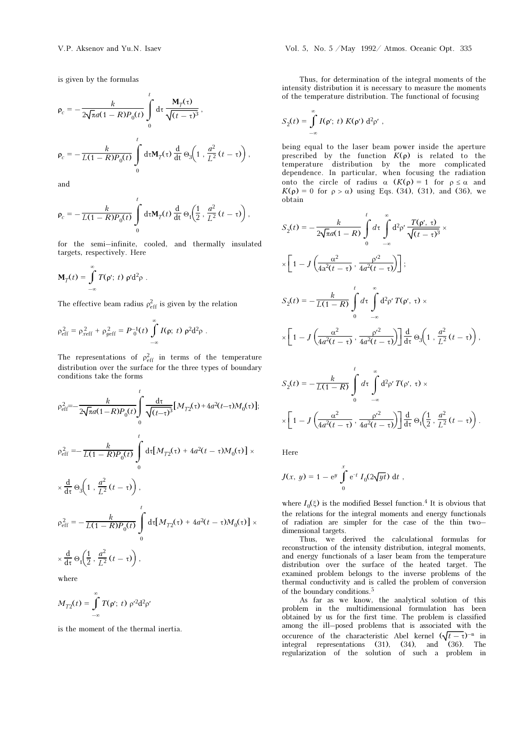is given by the formulas

$$\boldsymbol{\rho}_c = -\frac{k}{2\sqrt{\pi}a(1-R)P_0(t)}\int_0^t d\tau\,\frac{\mathbf{M}_T(\tau)}{\sqrt{(t-\tau)^3}}\,,$$

$$\boldsymbol{\rho}_c = -\frac{k}{L(1-R)P_0(t)}\int_0^t d\tau\mathbf{M}_T(\tau)\,\frac{d}{dt}\,\Theta_3\!\left(1\,,\,\frac{a^2}{L^2}\,(t-\tau)\right),$$

and

$$\boldsymbol{\rho}_c = -\frac{k}{L(1-R)P_0(t)}\int_0^t d\tau\mathbf{M}_T(t)\,\frac{d}{dt}\,\Theta_1\!\left(\frac{1}{2}\,,\,\frac{a^2}{L^2}\,(t-\tau)\right),$$

for the semi–infinite, cooled, and thermally insulated targets, respectively. Here

$$\mathbf{M}_T(t) = \int_{-\infty}^{\infty} T(\rho';\,t)\,\boldsymbol{\rho}' d^2\rho\,.$$

The effective beam radius $\rho^2_{\text{eff}}$ is given by the relation

$$\rho^2_{\text{eff}} = \rho^2_{x\text{eff}} + \rho^2_{y\text{eff}} = P_0^{-1}(t)\int_{-\infty}^{\infty} I(\rho;\,t)\,\rho^2 d^2\rho\,.$$

The representations of $\rho^2_{\text{eff}}$ in terms of the temperature distribution over the surface for the three types of boundary conditions take the forms

$$\rho^2_{\text{eff}} = -\frac{k}{2\sqrt{\pi}a(1-R)P_0(t)}\int_0^t \frac{d\tau}{\sqrt{(t-\tau)^3}}\left[M_{T2}(\tau) + 4a^2(t-\tau)M_0(\tau)\right];$$

$$\rho^2_{\text{eff}} = -\frac{k}{L(1-R)P_0(t)}\int_0^t d\tau\left[M_{T2}(\tau) + 4a^2(t-\tau)M_0(\tau)\right]\times$$
$$\times\frac{d}{d\tau}\,\Theta_3\!\left(1\,,\,\frac{a^2}{L^2}\,(t-\tau)\right),$$

$$\rho^2_{\text{eff}} = -\frac{k}{L(1-R)P_0(t)}\int_0^t d\tau\left[M_{T2}(\tau) + 4a^2(t-\tau)M_0(\tau)\right]\times$$
$$\times\frac{d}{d\tau}\,\Theta_1\!\left(\frac{1}{2}\,,\,\frac{a^2}{L^2}\,(t-\tau)\right),$$

where

$$M_{T2}(t) = \int_{-\infty}^{\infty} T(\rho';\,t)\,\rho'^2 d^2\rho'$$

is the moment of the thermal inertia.

Thus, for determination of the integral moments of the intensity distribution it is necessary to measure the moments of the temperature distribution. The functional of focusing

$$S_2(t) = \int_{-\infty}^{\infty} I(\rho';\,t)\,K(\rho')\,d^2\rho'\,,$$

being equal to the laser beam power inside the aperture prescribed by the function $K(\rho)$ is related to the temperature distribution by the more complicated dependence. In particular, when focusing the radiation onto the circle of radius $\alpha$ ($K(\rho) = 1$ for $\rho \le \alpha$ and $K(\rho) = 0$ for $\rho > \alpha$) using Eqs. (34), (31), and (36), we obtain

$$S_2(t) = -\frac{k}{2\sqrt{\pi}a(1-R)}\int_0^t d\tau\int_{-\infty}^{\infty} d^2\rho'\,\frac{T(\rho',\,\tau)}{\sqrt{(t-\tau)^3}}\times$$
$$\times\left[1 - J\left(\frac{\alpha^2}{4a^2(t-\tau)}\,,\,\frac{\rho'^2}{4a^2(t-\tau)}\right)\right];$$

$$S_2(t) = -\frac{k}{L(1-R)}\int_0^t d\tau\int_{-\infty}^{\infty} d^2\rho'\,T(\rho',\,\tau)\times$$
$$\times\left[1 - J\left(\frac{\alpha^2}{4a^2(t-\tau)}\,,\,\frac{\rho'^2}{4a^2(t-\tau)}\right)\right]\frac{d}{d\tau}\,\Theta_3\!\left(1\,,\,\frac{a^2}{L^2}\,(t-\tau)\right),$$

$$S_2(t) = -\frac{k}{L(1-R)}\int_0^t d\tau\int_{-\infty}^{\infty} d^2\rho'\,T(\rho',\,\tau)\times$$
$$\times\left[1 - J\left(\frac{\alpha^2}{4a^2(t-\tau)}\,,\,\frac{\rho'^2}{4a^2(t-\tau)}\right)\right]\frac{d}{d\tau}\,\Theta_1\!\left(\frac{1}{2}\,,\,\frac{a^2}{L^2}\,(t-\tau)\right).$$

Here

$$J(x,\,y) = 1 - e^{y}\int_0^x e^{-t}\,I_0(2\sqrt{yt})\,dt\,,$$

where $I_0(\xi)$ is the modified Bessel function.[4] It is obvious that the relations for the integral moments and energy functionals of radiation are simpler for the case of the thin two–dimensional targets.

Thus, we derived the calculational formulas for reconstruction of the intensity distribution, integral moments, and energy functionals of a laser beam from the temperature distribution over the surface of the heated target. The examined problem belongs to the inverse problems of the thermal conductivity and is called the problem of conversion of the boundary conditions.[5]

As far as we know, the analytical solution of this problem in the multidimensional formulation has been obtained by us for the first time. The problem is classified among the ill–posed problems that is associated with the occurence of the characteristic Abel kernel $(\sqrt{t-\tau})^{-n}$ in integral representations (31), (34), and (36). The regularization of the solution of such a problem in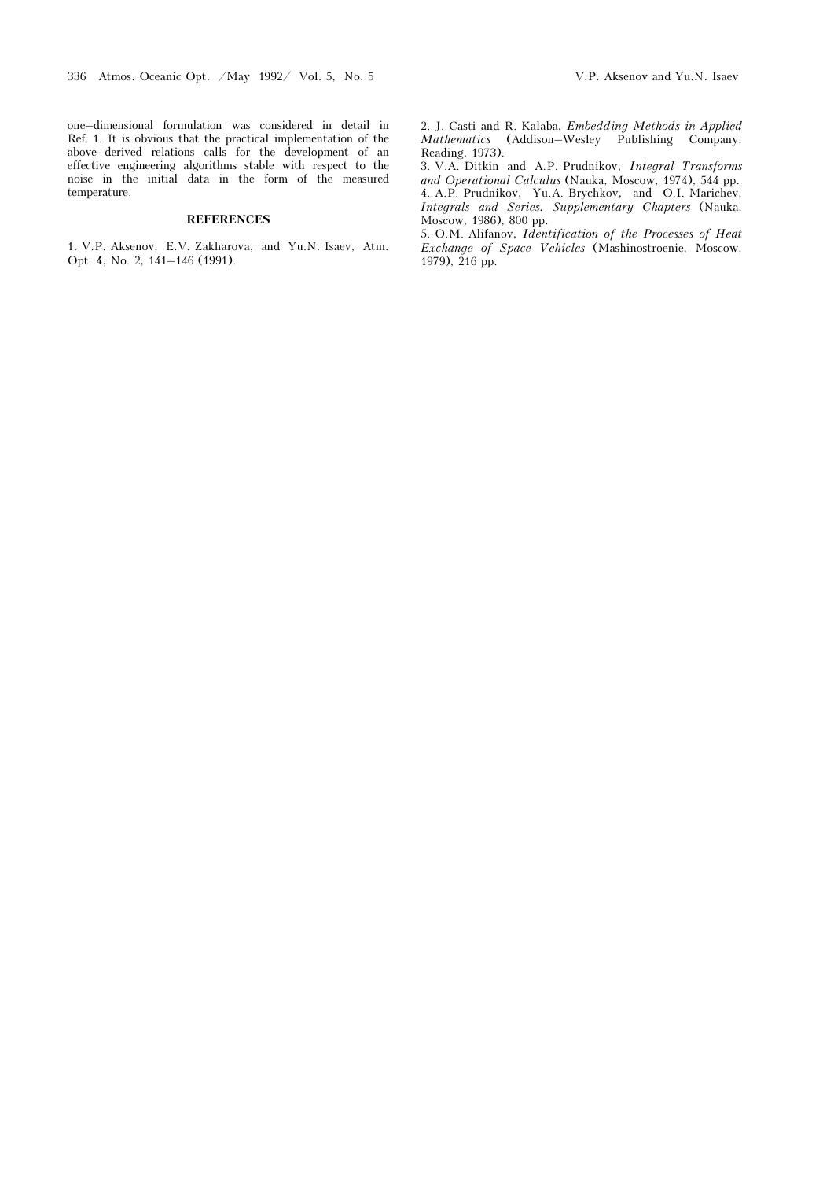one–dimensional formulation was considered in detail in Ref. 1. It is obvious that the practical implementation of the above–derived relations calls for the development of an effective engineering algorithms stable with respect to the noise in the initial data in the form of the measured temperature.

## REFERENCES

1. V.P. Aksenov, E.V. Zakharova, and Yu.N. Isaev, Atm. Opt. **4**, No. 2, 141–146 (1991).

2. J. Casti and R. Kalaba, *Embedding Methods in Applied Mathematics* (Addison–Wesley Publishing Company, Reading, 1973).

3. V.A. Ditkin and A.P. Prudnikov, *Integral Transforms and Operational Calculus* (Nauka, Moscow, 1974), 544 pp.

4. A.P. Prudnikov, Yu.A. Brychkov, and O.I. Marichev, *Integrals and Series. Supplementary Chapters* (Nauka, Moscow, 1986), 800 pp.

5. O.M. Alifanov, *Identification of the Processes of Heat Exchange of Space Vehicles* (Mashinostroenie, Moscow, 1979), 216 pp.